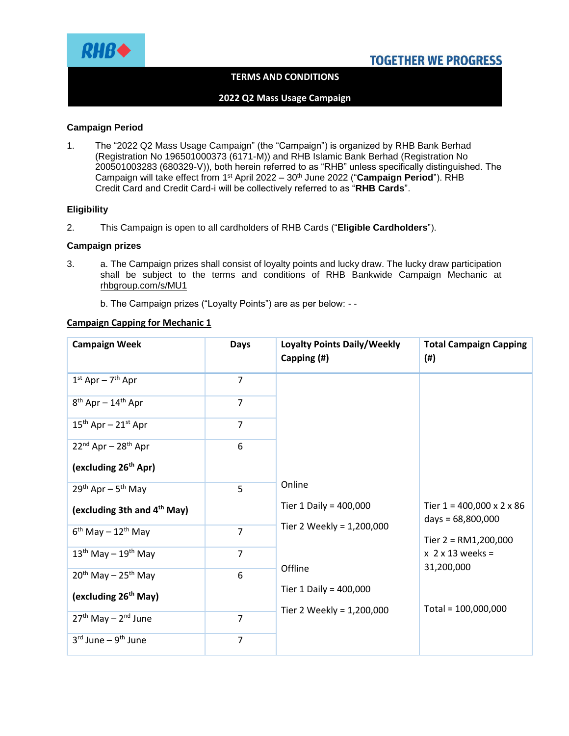**TOGETHER WE PROGRESS**

**TERMS AND CONDITIONS**

**2022 Q2 Mass Usage Campaign**

## Campaign Period

1. The "2022 Q2 Mass Usage Campaign" (the "Campaign") is organized by RHB Bank Berhad (Registration No 196501000373 (6171-M)) and RHB Islamic Bank Berhad (Registration No 200501003283 (680329-V)), both herein referred to as "RHB" unless specifically distinguished. The Campaign will take effect from 1st April 2022 – 30th June 2022 ("**Campaign Period**"). RHB Credit Card and Credit Card-i will be collectively referred to as "**RHB Cards**".

## Eligibility

2. This Campaign is open to all cardholders of RHB Cards ("**Eligible Cardholders**").

## Campaign prizes

3. a. The Campaign prizes shall consist of loyalty points and lucky draw. The lucky draw participation shall be subject to the terms and conditions of RHB Bankwide Campaign Mechanic at rhbgroup.com/s/MU1

   b. The Campaign prizes ("Loyalty Points") are as per below: - -

**Campaign Capping for Mechanic 1**

| Campaign Week | Days | Loyalty Points Daily/Weekly Capping (#) | Total Campaign Capping (#) |
|---|---|---|---|
| 1st Apr – 7th Apr | 7 | Online<br>Tier 1 Daily = 400,000<br>Tier 2 Weekly = 1,200,000<br><br>Offline<br>Tier 1 Daily = 400,000<br>Tier 2 Weekly = 1,200,000 | Tier 1 = 400,000 x 2 x 86 days = 68,800,000<br>Tier 2 = RM1,200,000 x 2 x 13 weeks = 31,200,000<br><br>Total = 100,000,000 |
| 8th Apr – 14th Apr | 7 | | |
| 15th Apr – 21st Apr | 7 | | |
| 22nd Apr – 28th Apr **(excluding 26th Apr)** | 6 | | |
| 29th Apr – 5th May **(excluding 3th and 4th May)** | 5 | | |
| 6th May – 12th May | 7 | | |
| 13th May – 19th May | 7 | | |
| 20th May – 25th May **(excluding 26th May)** | 6 | | |
| 27th May – 2nd June | 7 | | |
| 3rd June – 9th June | 7 | | |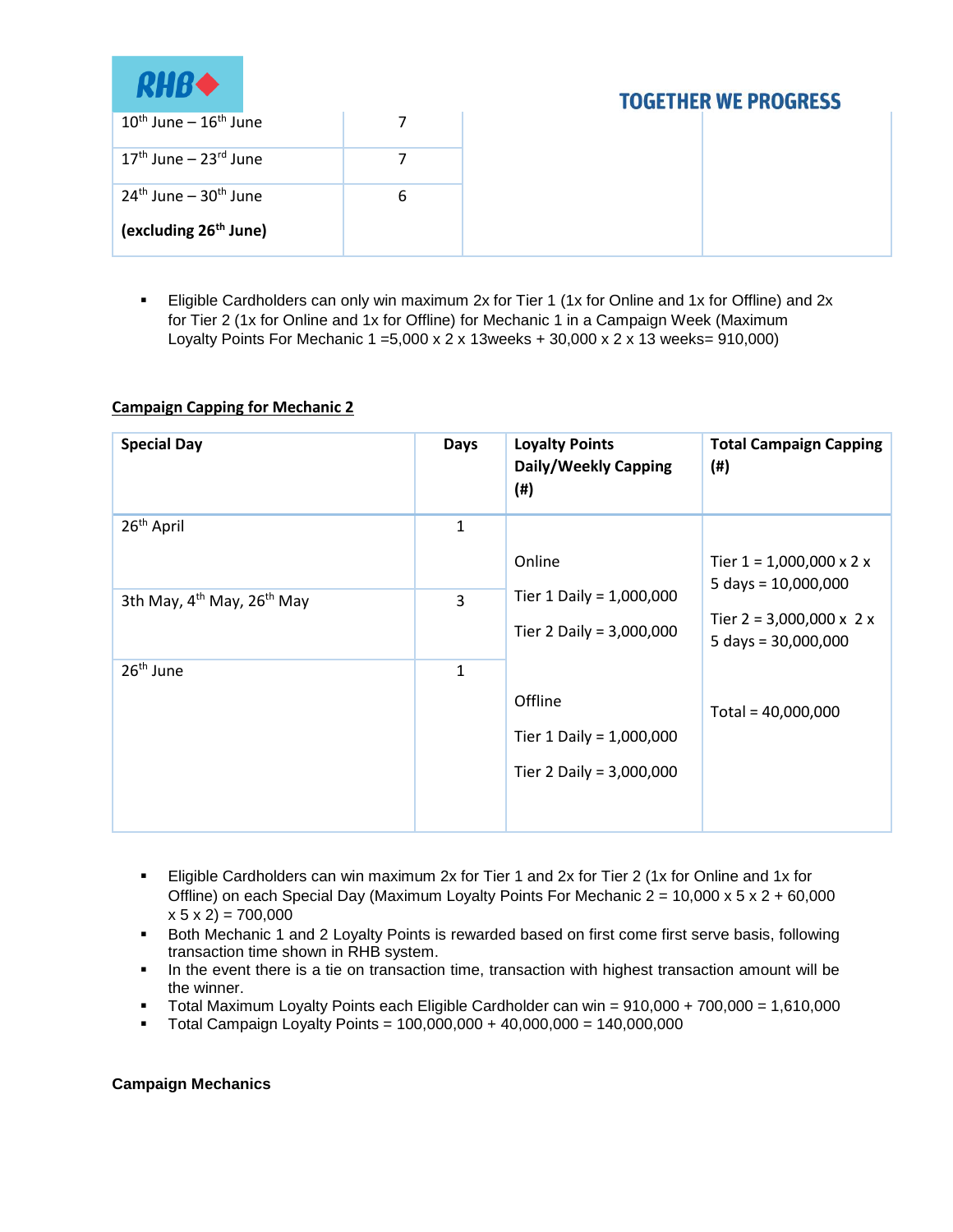| | | | |
|---|---|---|---|
| 10th June – 16th June | 7 | | |
| 17th June – 23rd June | 7 | | |
| 24th June – 30th June **(excluding 26th June)** | 6 | | |

- Eligible Cardholders can only win maximum 2x for Tier 1 (1x for Online and 1x for Offline) and 2x for Tier 2 (1x for Online and 1x for Offline) for Mechanic 1 in a Campaign Week (Maximum Loyalty Points For Mechanic 1 =5,000 x 2 x 13weeks + 30,000 x 2 x 13 weeks= 910,000)

**Campaign Capping for Mechanic 2**

| Special Day | Days | Loyalty Points Daily/Weekly Capping (#) | Total Campaign Capping (#) |
|---|---|---|---|
| 26th April | 1 | Online<br>Tier 1 Daily = 1,000,000<br>Tier 2 Daily = 3,000,000<br><br>Offline<br>Tier 1 Daily = 1,000,000<br>Tier 2 Daily = 3,000,000 | Tier 1 = 1,000,000 x 2 x 5 days = 10,000,000<br>Tier 2 = 3,000,000 x 2 x 5 days = 30,000,000<br><br>Total = 40,000,000 |
| 3th May, 4th May, 26th May | 3 | | |
| 26th June | 1 | | |

- Eligible Cardholders can win maximum 2x for Tier 1 and 2x for Tier 2 (1x for Online and 1x for Offline) on each Special Day (Maximum Loyalty Points For Mechanic 2 = 10,000 x 5 x 2 + 60,000 x 5 x 2) = 700,000
- Both Mechanic 1 and 2 Loyalty Points is rewarded based on first come first serve basis, following transaction time shown in RHB system.
- In the event there is a tie on transaction time, transaction with highest transaction amount will be the winner.
- Total Maximum Loyalty Points each Eligible Cardholder can win = 910,000 + 700,000 = 1,610,000
- Total Campaign Loyalty Points = 100,000,000 + 40,000,000 = 140,000,000

**Campaign Mechanics**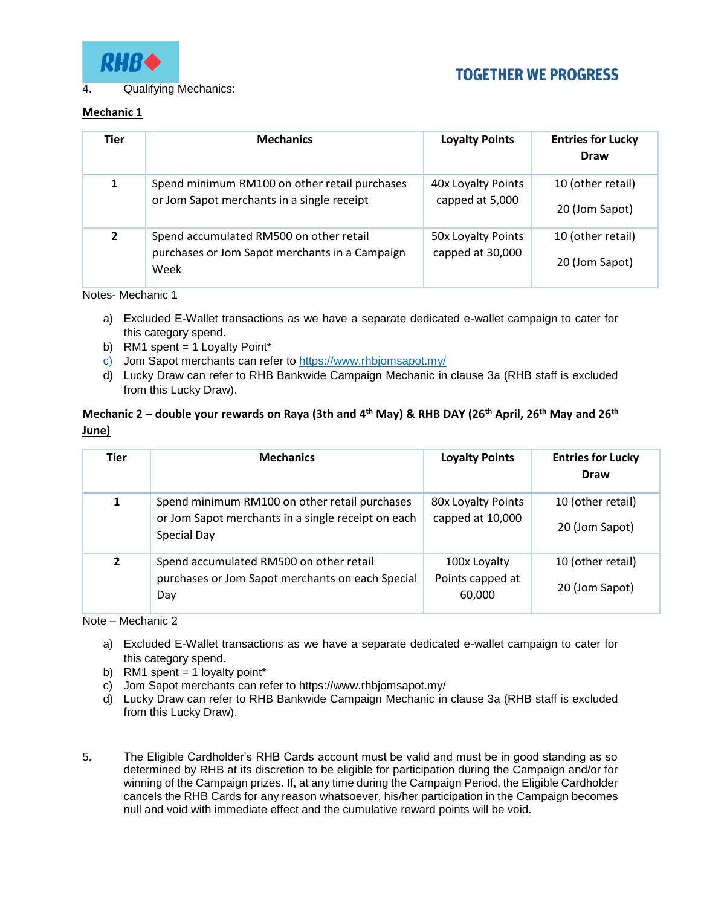4. Qualifying Mechanics:

**Mechanic 1**

| Tier | Mechanics | Loyalty Points | Entries for Lucky Draw |
|---|---|---|---|
| 1 | Spend minimum RM100 on other retail purchases or Jom Sapot merchants in a single receipt | 40x Loyalty Points capped at 5,000 | 10 (other retail)<br>20 (Jom Sapot) |
| 2 | Spend accumulated RM500 on other retail purchases or Jom Sapot merchants in a Campaign Week | 50x Loyalty Points capped at 30,000 | 10 (other retail)<br>20 (Jom Sapot) |

Notes- Mechanic 1

a) Excluded E-Wallet transactions as we have a separate dedicated e-wallet campaign to cater for this category spend.
b) RM1 spent = 1 Loyalty Point*
c) Jom Sapot merchants can refer to https://www.rhbjomsapot.my/
d) Lucky Draw can refer to RHB Bankwide Campaign Mechanic in clause 3a (RHB staff is excluded from this Lucky Draw).

**Mechanic 2 – double your rewards on Raya (3th and 4th May) & RHB DAY (26th April, 26th May and 26th June)**

| Tier | Mechanics | Loyalty Points | Entries for Lucky Draw |
|---|---|---|---|
| 1 | Spend minimum RM100 on other retail purchases or Jom Sapot merchants in a single receipt on each Special Day | 80x Loyalty Points capped at 10,000 | 10 (other retail)<br>20 (Jom Sapot) |
| 2 | Spend accumulated RM500 on other retail purchases or Jom Sapot merchants on each Special Day | 100x Loyalty Points capped at 60,000 | 10 (other retail)<br>20 (Jom Sapot) |

Note – Mechanic 2

a) Excluded E-Wallet transactions as we have a separate dedicated e-wallet campaign to cater for this category spend.
b) RM1 spent = 1 loyalty point*
c) Jom Sapot merchants can refer to https://www.rhbjomsapot.my/
d) Lucky Draw can refer to RHB Bankwide Campaign Mechanic in clause 3a (RHB staff is excluded from this Lucky Draw).

5. The Eligible Cardholder's RHB Cards account must be valid and must be in good standing as so determined by RHB at its discretion to be eligible for participation during the Campaign and/or for winning of the Campaign prizes. If, at any time during the Campaign Period, the Eligible Cardholder cancels the RHB Cards for any reason whatsoever, his/her participation in the Campaign becomes null and void with immediate effect and the cumulative reward points will be void.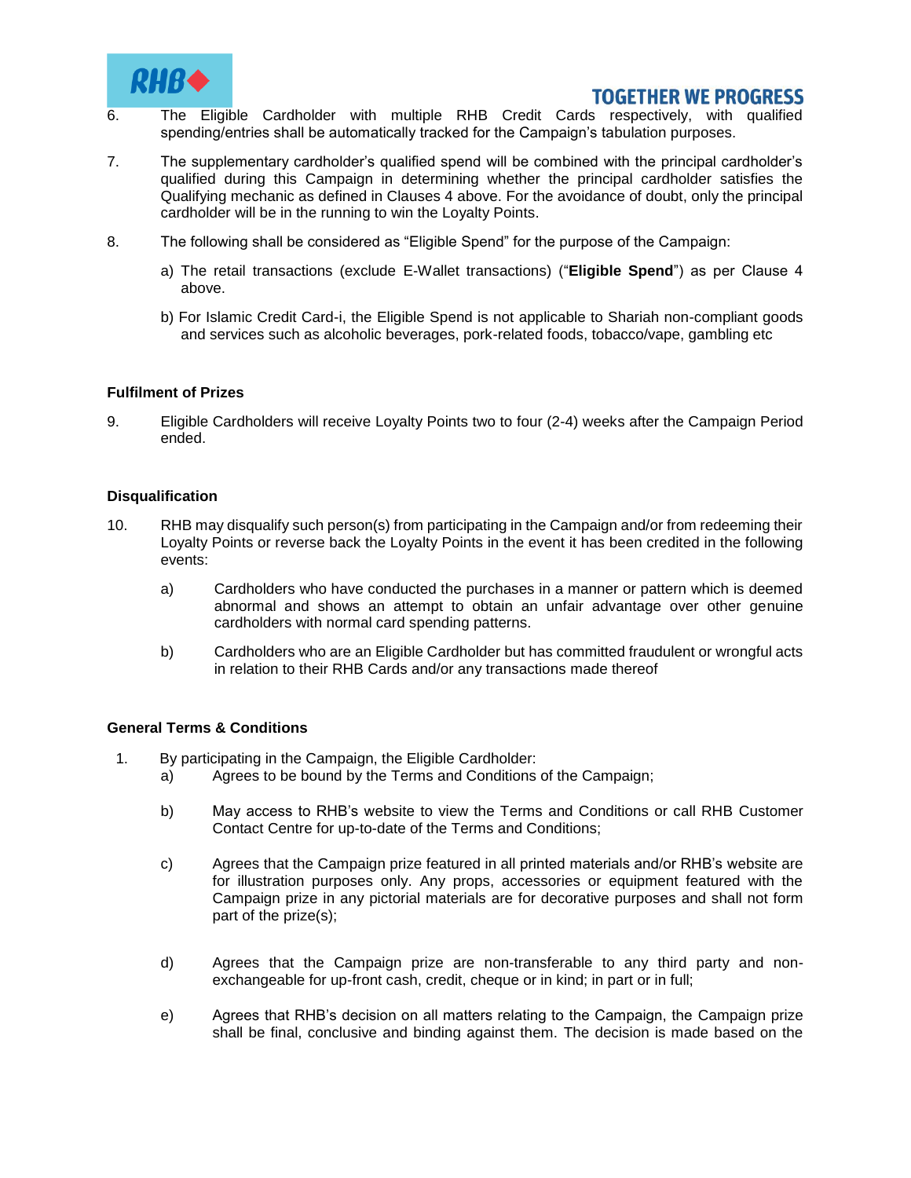6. The Eligible Cardholder with multiple RHB Credit Cards respectively, with qualified spending/entries shall be automatically tracked for the Campaign's tabulation purposes.

7. The supplementary cardholder's qualified spend will be combined with the principal cardholder's qualified during this Campaign in determining whether the principal cardholder satisfies the Qualifying mechanic as defined in Clauses 4 above. For the avoidance of doubt, only the principal cardholder will be in the running to win the Loyalty Points.

8. The following shall be considered as "Eligible Spend" for the purpose of the Campaign:

   a) The retail transactions (exclude E-Wallet transactions) ("**Eligible Spend**") as per Clause 4 above.

   b) For Islamic Credit Card-i, the Eligible Spend is not applicable to Shariah non-compliant goods and services such as alcoholic beverages, pork-related foods, tobacco/vape, gambling etc

**Fulfilment of Prizes**

9. Eligible Cardholders will receive Loyalty Points two to four (2-4) weeks after the Campaign Period ended.

**Disqualification**

10. RHB may disqualify such person(s) from participating in the Campaign and/or from redeeming their Loyalty Points or reverse back the Loyalty Points in the event it has been credited in the following events:

    a) Cardholders who have conducted the purchases in a manner or pattern which is deemed abnormal and shows an attempt to obtain an unfair advantage over other genuine cardholders with normal card spending patterns.

    b) Cardholders who are an Eligible Cardholder but has committed fraudulent or wrongful acts in relation to their RHB Cards and/or any transactions made thereof

**General Terms & Conditions**

1. By participating in the Campaign, the Eligible Cardholder:

   a) Agrees to be bound by the Terms and Conditions of the Campaign;

   b) May access to RHB's website to view the Terms and Conditions or call RHB Customer Contact Centre for up-to-date of the Terms and Conditions;

   c) Agrees that the Campaign prize featured in all printed materials and/or RHB's website are for illustration purposes only. Any props, accessories or equipment featured with the Campaign prize in any pictorial materials are for decorative purposes and shall not form part of the prize(s);

   d) Agrees that the Campaign prize are non-transferable to any third party and non-exchangeable for up-front cash, credit, cheque or in kind; in part or in full;

   e) Agrees that RHB's decision on all matters relating to the Campaign, the Campaign prize shall be final, conclusive and binding against them. The decision is made based on the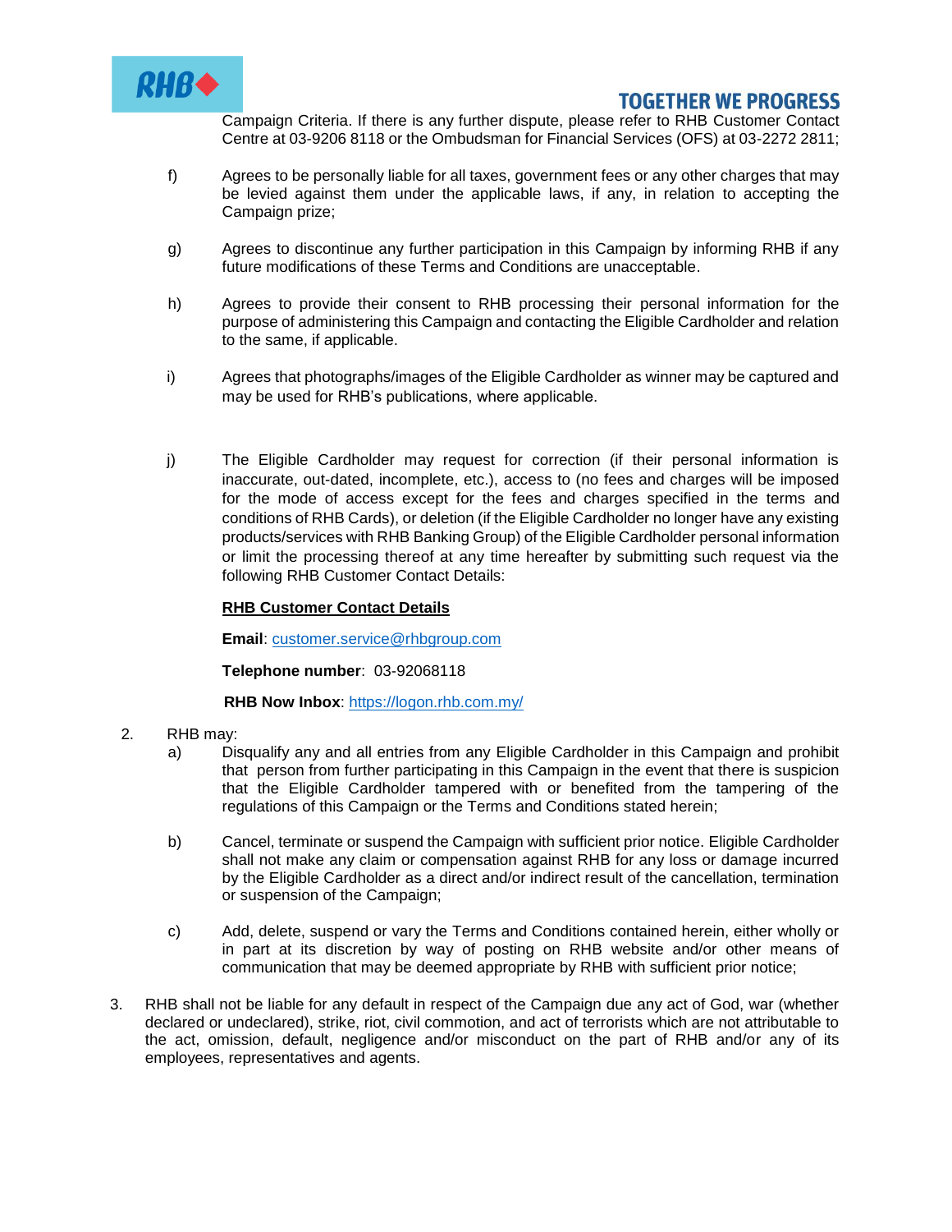Campaign Criteria. If there is any further dispute, please refer to RHB Customer Contact Centre at 03-9206 8118 or the Ombudsman for Financial Services (OFS) at 03-2272 2811;

f) Agrees to be personally liable for all taxes, government fees or any other charges that may be levied against them under the applicable laws, if any, in relation to accepting the Campaign prize;

g) Agrees to discontinue any further participation in this Campaign by informing RHB if any future modifications of these Terms and Conditions are unacceptable.

h) Agrees to provide their consent to RHB processing their personal information for the purpose of administering this Campaign and contacting the Eligible Cardholder and relation to the same, if applicable.

i) Agrees that photographs/images of the Eligible Cardholder as winner may be captured and may be used for RHB's publications, where applicable.

j) The Eligible Cardholder may request for correction (if their personal information is inaccurate, out-dated, incomplete, etc.), access to (no fees and charges will be imposed for the mode of access except for the fees and charges specified in the terms and conditions of RHB Cards), or deletion (if the Eligible Cardholder no longer have any existing products/services with RHB Banking Group) of the Eligible Cardholder personal information or limit the processing thereof at any time hereafter by submitting such request via the following RHB Customer Contact Details:

**<u>RHB Customer Contact Details</u>**

**Email**: customer.service@rhbgroup.com

**Telephone number**: 03-92068118

**RHB Now Inbox**: https://logon.rhb.com.my/

2. RHB may:

a) Disqualify any and all entries from any Eligible Cardholder in this Campaign and prohibit that person from further participating in this Campaign in the event that there is suspicion that the Eligible Cardholder tampered with or benefited from the tampering of the regulations of this Campaign or the Terms and Conditions stated herein;

b) Cancel, terminate or suspend the Campaign with sufficient prior notice. Eligible Cardholder shall not make any claim or compensation against RHB for any loss or damage incurred by the Eligible Cardholder as a direct and/or indirect result of the cancellation, termination or suspension of the Campaign;

c) Add, delete, suspend or vary the Terms and Conditions contained herein, either wholly or in part at its discretion by way of posting on RHB website and/or other means of communication that may be deemed appropriate by RHB with sufficient prior notice;

3. RHB shall not be liable for any default in respect of the Campaign due any act of God, war (whether declared or undeclared), strike, riot, civil commotion, and act of terrorists which are not attributable to the act, omission, default, negligence and/or misconduct on the part of RHB and/or any of its employees, representatives and agents.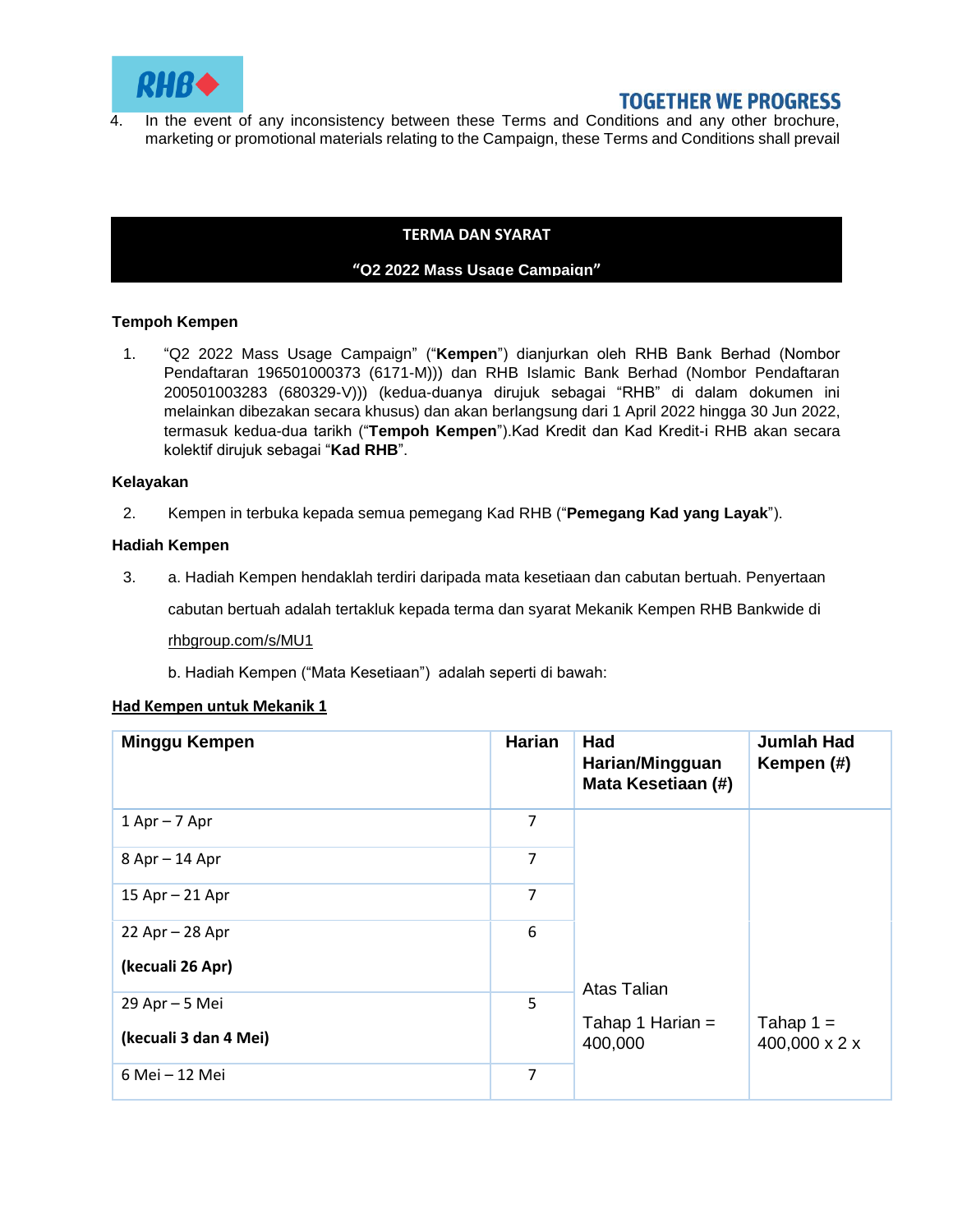4. In the event of any inconsistency between these Terms and Conditions and any other brochure, marketing or promotional materials relating to the Campaign, these Terms and Conditions shall prevail

## TERMA DAN SYARAT

## "Q2 2022 Mass Usage Campaign"

### Tempoh Kempen

1. "Q2 2022 Mass Usage Campaign" ("**Kempen**") dianjurkan oleh RHB Bank Berhad (Nombor Pendaftaran 196501000373 (6171-M))) dan RHB Islamic Bank Berhad (Nombor Pendaftaran 200501003283 (680329-V))) (kedua-duanya dirujuk sebagai "RHB" di dalam dokumen ini melainkan dibezakan secara khusus) dan akan berlangsung dari 1 April 2022 hingga 30 Jun 2022, termasuk kedua-dua tarikh ("**Tempoh Kempen**").Kad Kredit dan Kad Kredit-i RHB akan secara kolektif dirujuk sebagai "**Kad RHB**".

### Kelayakan

2. Kempen in terbuka kepada semua pemegang Kad RHB ("**Pemegang Kad yang Layak**").

### Hadiah Kempen

3. a. Hadiah Kempen hendaklah terdiri daripada mata kesetiaan dan cabutan bertuah. Penyertaan cabutan bertuah adalah tertakluk kepada terma dan syarat Mekanik Kempen RHB Bankwide di rhbgroup.com/s/MU1

   b. Hadiah Kempen ("Mata Kesetiaan") adalah seperti di bawah:

**Had Kempen untuk Mekanik 1**

| Minggu Kempen | Harian | Had Harian/Mingguan Mata Kesetiaan (#) | Jumlah Had Kempen (#) |
|---|---|---|---|
| 1 Apr – 7 Apr | 7 | Atas Talian<br><br>Tahap 1 Harian = 400,000 | Tahap 1 = 400,000 x 2 x |
| 8 Apr – 14 Apr | 7 | | |
| 15 Apr – 21 Apr | 7 | | |
| 22 Apr – 28 Apr **(kecuali 26 Apr)** | 6 | | |
| 29 Apr – 5 Mei **(kecuali 3 dan 4 Mei)** | 5 | | |
| 6 Mei – 12 Mei | 7 | | |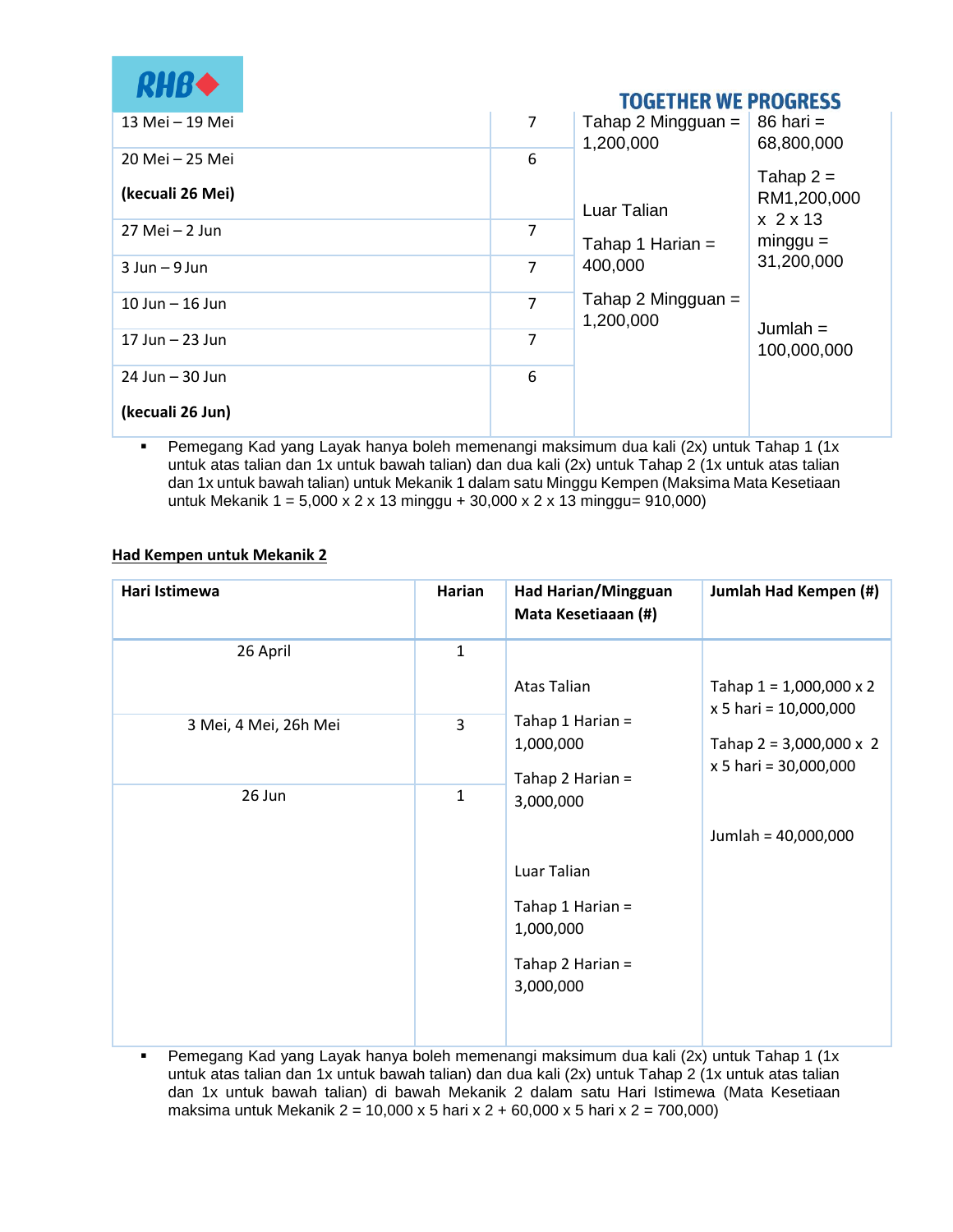| | | | |
|---|---|---|---|
| 13 Mei – 19 Mei | 7 | Tahap 2 Mingguan = 1,200,000<br><br>Luar Talian<br><br>Tahap 1 Harian = 400,000<br><br>Tahap 2 Mingguan = 1,200,000 | 86 hari = 68,800,000<br><br>Tahap 2 = RM1,200,000 x 2 x 13 minggu = 31,200,000<br><br>Jumlah = 100,000,000 |
| 20 Mei – 25 Mei<br><br>**(kecuali 26 Mei)** | 6 | | |
| 27 Mei – 2 Jun | 7 | | |
| 3 Jun – 9 Jun | 7 | | |
| 10 Jun – 16 Jun | 7 | | |
| 17 Jun – 23 Jun | 7 | | |
| 24 Jun – 30 Jun<br><br>**(kecuali 26 Jun)** | 6 | | |

- Pemegang Kad yang Layak hanya boleh memenangi maksimum dua kali (2x) untuk Tahap 1 (1x untuk atas talian dan 1x untuk bawah talian) dan dua kali (2x) untuk Tahap 2 (1x untuk atas talian dan 1x untuk bawah talian) untuk Mekanik 1 dalam satu Minggu Kempen (Maksima Mata Kesetiaan untuk Mekanik 1 = 5,000 x 2 x 13 minggu + 30,000 x 2 x 13 minggu= 910,000)

**Had Kempen untuk Mekanik 2**

| Hari Istimewa | Harian | Had Harian/Mingguan Mata Kesetiaaan (#) | Jumlah Had Kempen (#) |
|---|---|---|---|
| 26 April | 1 | Atas Talian<br><br>Tahap 1 Harian = 1,000,000<br><br>Tahap 2 Harian = 3,000,000<br><br>Luar Talian<br><br>Tahap 1 Harian = 1,000,000<br><br>Tahap 2 Harian = 3,000,000 | Tahap 1 = 1,000,000 x 2 x 5 hari = 10,000,000<br><br>Tahap 2 = 3,000,000 x 2 x 5 hari = 30,000,000<br><br>Jumlah = 40,000,000 |
| 3 Mei, 4 Mei, 26h Mei | 3 | | |
| 26 Jun | 1 | | |

- Pemegang Kad yang Layak hanya boleh memenangi maksimum dua kali (2x) untuk Tahap 1 (1x untuk atas talian dan 1x untuk bawah talian) dan dua kali (2x) untuk Tahap 2 (1x untuk atas talian dan 1x untuk bawah talian) di bawah Mekanik 2 dalam satu Hari Istimewa (Mata Kesetiaan maksima untuk Mekanik 2 = 10,000 x 5 hari x 2 + 60,000 x 5 hari x 2 = 700,000)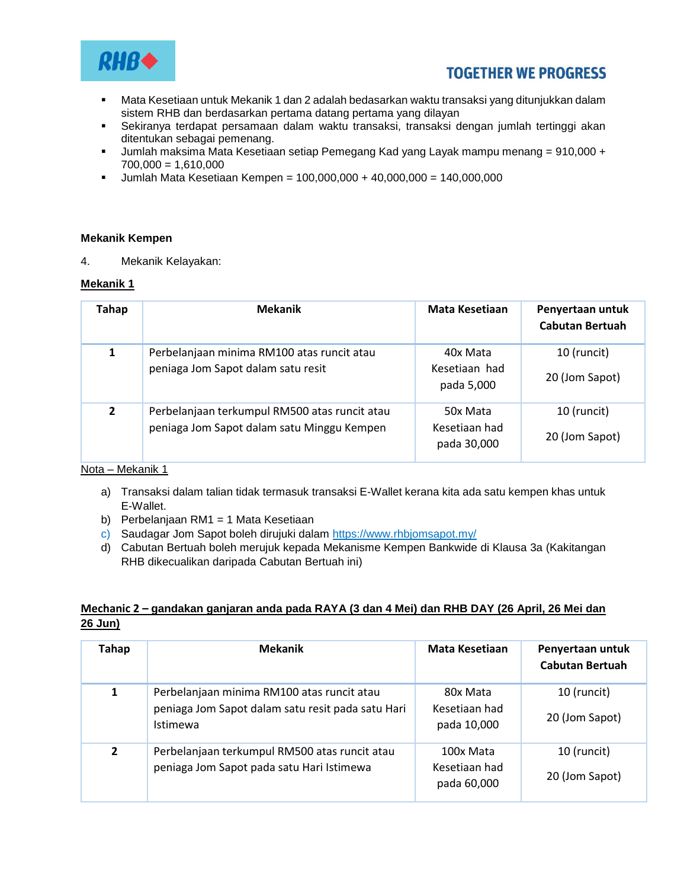- Mata Kesetiaan untuk Mekanik 1 dan 2 adalah bedasarkan waktu transaksi yang ditunjukkan dalam sistem RHB dan berdasarkan pertama datang pertama yang dilayan
- Sekiranya terdapat persamaan dalam waktu transaksi, transaksi dengan jumlah tertinggi akan ditentukan sebagai pemenang.
- Jumlah maksima Mata Kesetiaan setiap Pemegang Kad yang Layak mampu menang = 910,000 + 700,000 = 1,610,000
- Jumlah Mata Kesetiaan Kempen = 100,000,000 + 40,000,000 = 140,000,000

**Mekanik Kempen**

4. Mekanik Kelayakan:

**Mekanik 1**

| Tahap | Mekanik | Mata Kesetiaan | Penyertaan untuk Cabutan Bertuah |
|---|---|---|---|
| 1 | Perbelanjaan minima RM100 atas runcit atau peniaga Jom Sapot dalam satu resit | 40x Mata Kesetiaan had pada 5,000 | 10 (runcit)<br>20 (Jom Sapot) |
| 2 | Perbelanjaan terkumpul RM500 atas runcit atau peniaga Jom Sapot dalam satu Minggu Kempen | 50x Mata Kesetiaan had pada 30,000 | 10 (runcit)<br>20 (Jom Sapot) |

Nota – Mekanik 1

a) Transaksi dalam talian tidak termasuk transaksi E-Wallet kerana kita ada satu kempen khas untuk E-Wallet.
b) Perbelanjaan RM1 = 1 Mata Kesetiaan
c) Saudagar Jom Sapot boleh dirujuki dalam https://www.rhbjomsapot.my/
d) Cabutan Bertuah boleh merujuk kepada Mekanisme Kempen Bankwide di Klausa 3a (Kakitangan RHB dikecualikan daripada Cabutan Bertuah ini)

**Mechanic 2 – gandakan ganjaran anda pada RAYA (3 dan 4 Mei) dan RHB DAY (26 April, 26 Mei dan 26 Jun)**

| Tahap | Mekanik | Mata Kesetiaan | Penyertaan untuk Cabutan Bertuah |
|---|---|---|---|
| 1 | Perbelanjaan minima RM100 atas runcit atau peniaga Jom Sapot dalam satu resit pada satu Hari Istimewa | 80x Mata Kesetiaan had pada 10,000 | 10 (runcit)<br>20 (Jom Sapot) |
| 2 | Perbelanjaan terkumpul RM500 atas runcit atau peniaga Jom Sapot pada satu Hari Istimewa | 100x Mata Kesetiaan had pada 60,000 | 10 (runcit)<br>20 (Jom Sapot) |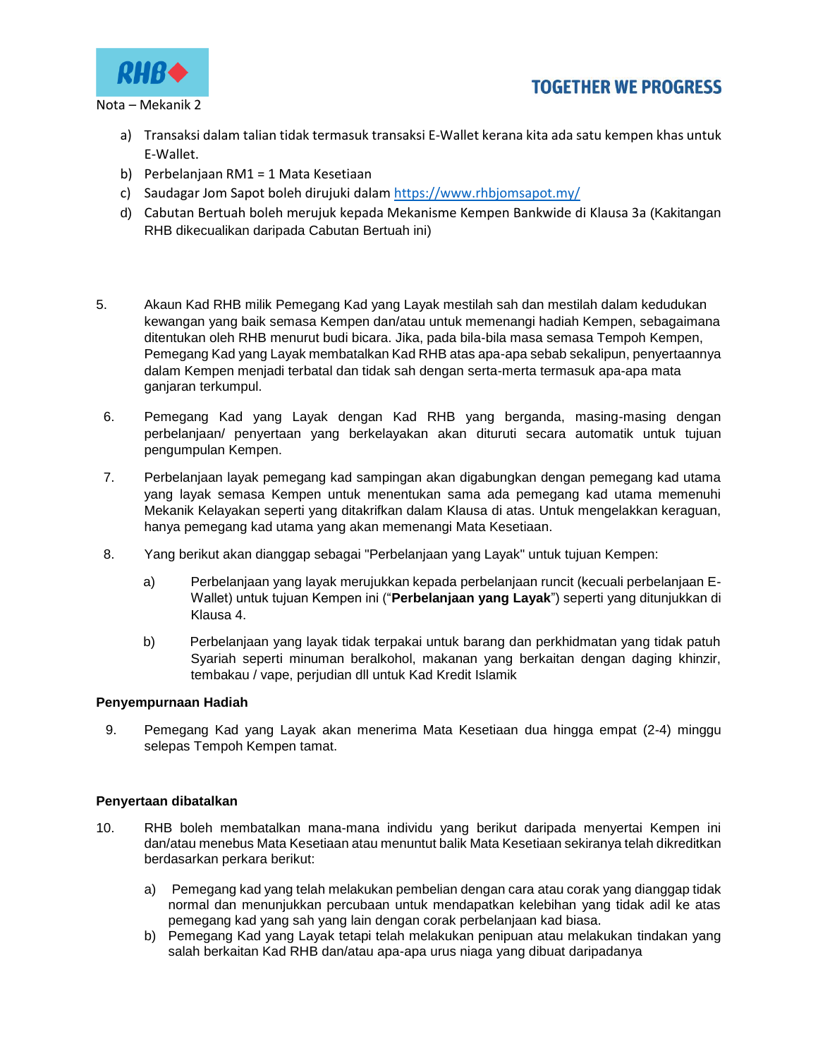Nota – Mekanik 2

a) Transaksi dalam talian tidak termasuk transaksi E-Wallet kerana kita ada satu kempen khas untuk E-Wallet.
b) Perbelanjaan RM1 = 1 Mata Kesetiaan
c) Saudagar Jom Sapot boleh dirujuki dalam https://www.rhbjomsapot.my/
d) Cabutan Bertuah boleh merujuk kepada Mekanisme Kempen Bankwide di Klausa 3a (Kakitangan RHB dikecualikan daripada Cabutan Bertuah ini)

5. Akaun Kad RHB milik Pemegang Kad yang Layak mestilah sah dan mestilah dalam kedudukan kewangan yang baik semasa Kempen dan/atau untuk memenangi hadiah Kempen, sebagaimana ditentukan oleh RHB menurut budi bicara. Jika, pada bila-bila masa semasa Tempoh Kempen, Pemegang Kad yang Layak membatalkan Kad RHB atas apa-apa sebab sekalipun, penyertaannya dalam Kempen menjadi terbatal dan tidak sah dengan serta-merta termasuk apa-apa mata ganjaran terkumpul.

6. Pemegang Kad yang Layak dengan Kad RHB yang berganda, masing-masing dengan perbelanjaan/ penyertaan yang berkelayakan akan dituruti secara automatik untuk tujuan pengumpulan Kempen.

7. Perbelanjaan layak pemegang kad sampingan akan digabungkan dengan pemegang kad utama yang layak semasa Kempen untuk menentukan sama ada pemegang kad utama memenuhi Mekanik Kelayakan seperti yang ditakrifkan dalam Klausa di atas. Untuk mengelakkan keraguan, hanya pemegang kad utama yang akan memenangi Mata Kesetiaan.

8. Yang berikut akan dianggap sebagai "Perbelanjaan yang Layak" untuk tujuan Kempen:

   a) Perbelanjaan yang layak merujukkan kepada perbelanjaan runcit (kecuali perbelanjaan E-Wallet) untuk tujuan Kempen ini ("**Perbelanjaan yang Layak**") seperti yang ditunjukkan di Klausa 4.

   b) Perbelanjaan yang layak tidak terpakai untuk barang dan perkhidmatan yang tidak patuh Syariah seperti minuman beralkohol, makanan yang berkaitan dengan daging khinzir, tembakau / vape, perjudian dll untuk Kad Kredit Islamik

**Penyempurnaan Hadiah**

9. Pemegang Kad yang Layak akan menerima Mata Kesetiaan dua hingga empat (2-4) minggu selepas Tempoh Kempen tamat.

**Penyertaan dibatalkan**

10. RHB boleh membatalkan mana-mana individu yang berikut daripada menyertai Kempen ini dan/atau menebus Mata Kesetiaan atau menuntut balik Mata Kesetiaan sekiranya telah dikreditkan berdasarkan perkara berikut:

   a) Pemegang kad yang telah melakukan pembelian dengan cara atau corak yang dianggap tidak normal dan menunjukkan percubaan untuk mendapatkan kelebihan yang tidak adil ke atas pemegang kad yang sah yang lain dengan corak perbelanjaan kad biasa.
   b) Pemegang Kad yang Layak tetapi telah melakukan penipuan atau melakukan tindakan yang salah berkaitan Kad RHB dan/atau apa-apa urus niaga yang dibuat daripadanya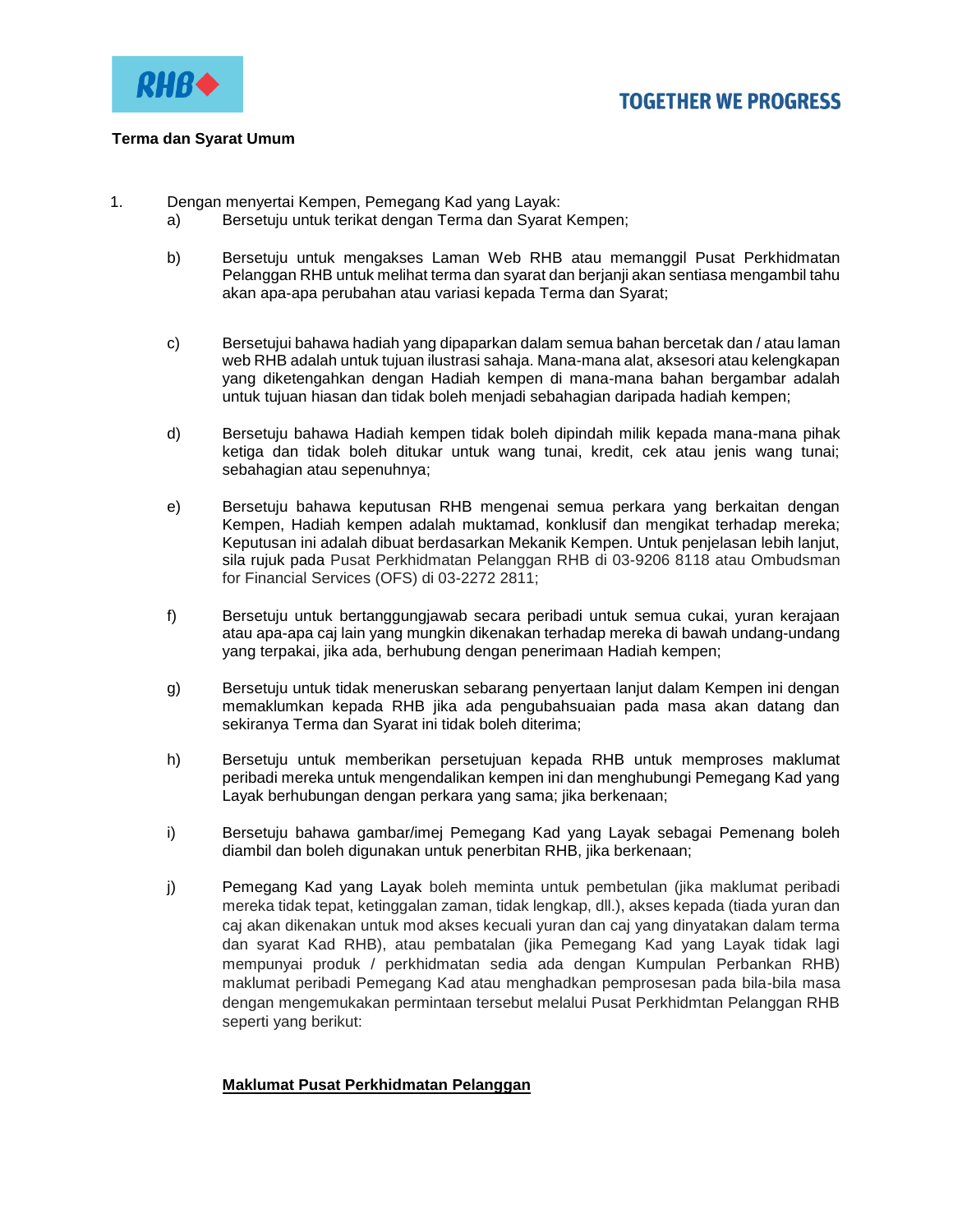**Terma dan Syarat Umum**

1. Dengan menyertai Kempen, Pemegang Kad yang Layak:
   a) Bersetuju untuk terikat dengan Terma dan Syarat Kempen;

   b) Bersetuju untuk mengakses Laman Web RHB atau memanggil Pusat Perkhidmatan Pelanggan RHB untuk melihat terma dan syarat dan berjanji akan sentiasa mengambil tahu akan apa-apa perubahan atau variasi kepada Terma dan Syarat;

   c) Bersetujui bahawa hadiah yang dipaparkan dalam semua bahan bercetak dan / atau laman web RHB adalah untuk tujuan ilustrasi sahaja. Mana-mana alat, aksesori atau kelengkapan yang diketengahkan dengan Hadiah kempen di mana-mana bahan bergambar adalah untuk tujuan hiasan dan tidak boleh menjadi sebahagian daripada hadiah kempen;

   d) Bersetuju bahawa Hadiah kempen tidak boleh dipindah milik kepada mana-mana pihak ketiga dan tidak boleh ditukar untuk wang tunai, kredit, cek atau jenis wang tunai; sebahagian atau sepenuhnya;

   e) Bersetuju bahawa keputusan RHB mengenai semua perkara yang berkaitan dengan Kempen, Hadiah kempen adalah muktamad, konklusif dan mengikat terhadap mereka; Keputusan ini adalah dibuat berdasarkan Mekanik Kempen. Untuk penjelasan lebih lanjut, sila rujuk pada Pusat Perkhidmatan Pelanggan RHB di 03-9206 8118 atau Ombudsman for Financial Services (OFS) di 03-2272 2811;

   f) Bersetuju untuk bertanggungjawab secara peribadi untuk semua cukai, yuran kerajaan atau apa-apa caj lain yang mungkin dikenakan terhadap mereka di bawah undang-undang yang terpakai, jika ada, berhubung dengan penerimaan Hadiah kempen;

   g) Bersetuju untuk tidak meneruskan sebarang penyertaan lanjut dalam Kempen ini dengan memaklumkan kepada RHB jika ada pengubahsuaian pada masa akan datang dan sekiranya Terma dan Syarat ini tidak boleh diterima;

   h) Bersetuju untuk memberikan persetujuan kepada RHB untuk memproses maklumat peribadi mereka untuk mengendalikan kempen ini dan menghubungi Pemegang Kad yang Layak berhubungan dengan perkara yang sama; jika berkenaan;

   i) Bersetuju bahawa gambar/imej Pemegang Kad yang Layak sebagai Pemenang boleh diambil dan boleh digunakan untuk penerbitan RHB, jika berkenaan;

   j) Pemegang Kad yang Layak boleh meminta untuk pembetulan (jika maklumat peribadi mereka tidak tepat, ketinggalan zaman, tidak lengkap, dll.), akses kepada (tiada yuran dan caj akan dikenakan untuk mod akses kecuali yuran dan caj yang dinyatakan dalam terma dan syarat Kad RHB), atau pembatalan (jika Pemegang Kad yang Layak tidak lagi mempunyai produk / perkhidmatan sedia ada dengan Kumpulan Perbankan RHB) maklumat peribadi Pemegang Kad atau menghadkan pemprosesan pada bila-bila masa dengan mengemukakan permintaan tersebut melalui Pusat Perkhidmtan Pelanggan RHB seperti yang berikut:

      **Maklumat Pusat Perkhidmatan Pelanggan**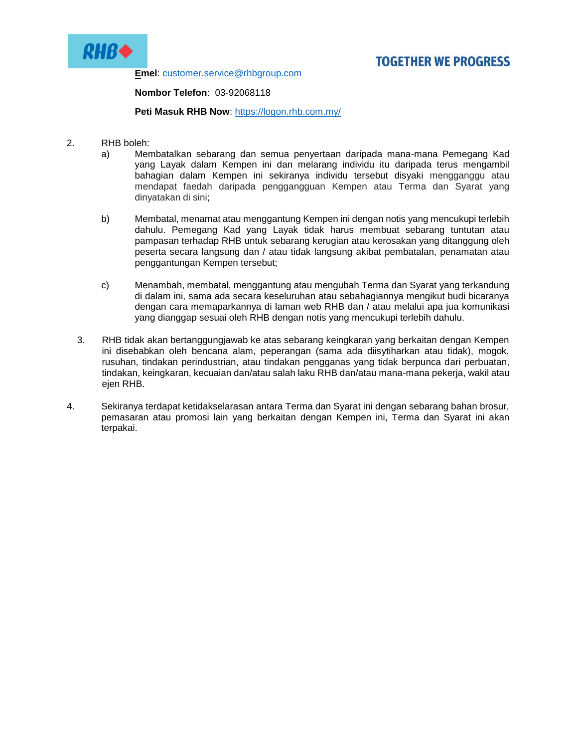**Emel**: customer.service@rhbgroup.com

**Nombor Telefon**: 03-92068118

**Peti Masuk RHB Now**: https://logon.rhb.com.my/

2. RHB boleh:
   a) Membatalkan sebarang dan semua penyertaan daripada mana-mana Pemegang Kad yang Layak dalam Kempen ini dan melarang individu itu daripada terus mengambil bahagian dalam Kempen ini sekiranya individu tersebut disyaki mengganggu atau mendapat faedah daripada penggangguan Kempen atau Terma dan Syarat yang dinyatakan di sini;

   b) Membatal, menamat atau menggantung Kempen ini dengan notis yang mencukupi terlebih dahulu. Pemegang Kad yang Layak tidak harus membuat sebarang tuntutan atau pampasan terhadap RHB untuk sebarang kerugian atau kerosakan yang ditanggung oleh peserta secara langsung dan / atau tidak langsung akibat pembatalan, penamatan atau penggantungan Kempen tersebut;

   c) Menambah, membatal, menggantung atau mengubah Terma dan Syarat yang terkandung di dalam ini, sama ada secara keseluruhan atau sebahagiannya mengikut budi bicaranya dengan cara memaparkannya di laman web RHB dan / atau melalui apa jua komunikasi yang dianggap sesuai oleh RHB dengan notis yang mencukupi terlebih dahulu.

3. RHB tidak akan bertanggungjawab ke atas sebarang keingkaran yang berkaitan dengan Kempen ini disebabkan oleh bencana alam, peperangan (sama ada diisytiharkan atau tidak), mogok, rusuhan, tindakan perindustrian, atau tindakan pengganas yang tidak berpunca dari perbuatan, tindakan, keingkaran, kecuaian dan/atau salah laku RHB dan/atau mana-mana pekerja, wakil atau ejen RHB.

4. Sekiranya terdapat ketidakselarasan antara Terma dan Syarat ini dengan sebarang bahan brosur, pemasaran atau promosi lain yang berkaitan dengan Kempen ini, Terma dan Syarat ini akan terpakai.